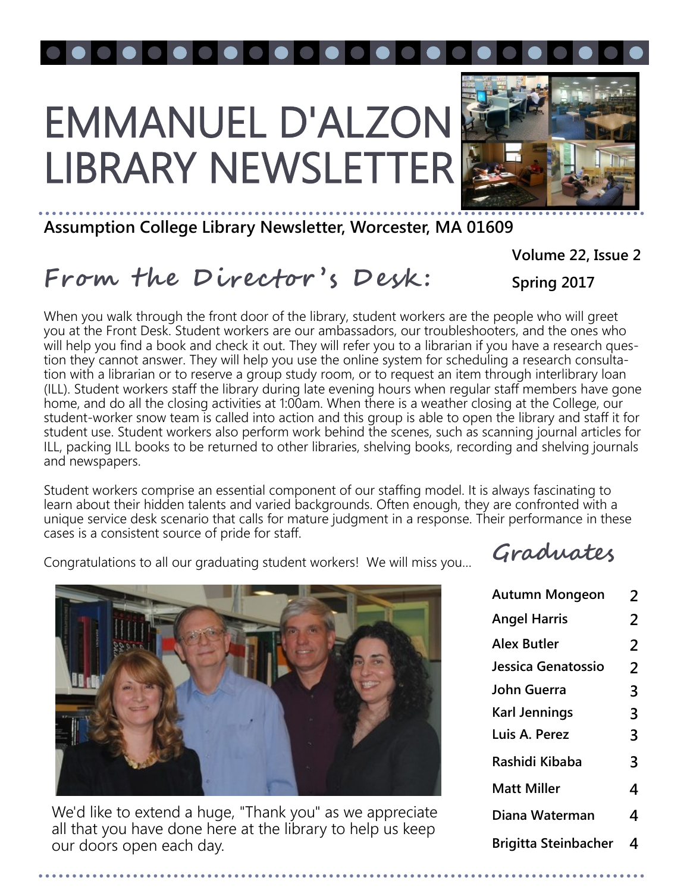# EMMANUEL D'ALZON LIBRARY NEWSLETTER

**Assumption College Library Newsletter, Worcester, MA 01609**

**Volume 22, Issue 2**

**Spring 2017**

## From the Director's Desk:

When you walk through the front door of the library, student workers are the people who will greet you at the Front Desk. Student workers are our ambassadors, our troubleshooters, and the ones who will help you find a book and check it out. They will refer you to a librarian if you have a research question they cannot answer. They will help you use the online system for scheduling a research consultation with a librarian or to reserve a group study room, or to request an item through interlibrary loan (ILL). Student workers staff the library during late evening hours when regular staff members have gone home, and do all the closing activities at 1:00am. When there is a weather closing at the College, our student-worker snow team is called into action and this group is able to open the library and staff it for student use. Student workers also perform work behind the scenes, such as scanning journal articles for ILL, packing ILL books to be returned to other libraries, shelving books, recording and shelving journals and newspapers.

Student workers comprise an essential component of our staffing model. It is always fascinating to learn about their hidden talents and varied backgrounds. Often enough, they are confronted with a unique service desk scenario that calls for mature judgment in a response. Their performance in these cases is a consistent source of pride for staff.

Congratulations to all our graduating student workers! We will miss you...

We'd like to extend a huge, "Thank you" as we appreciate all that you have done here at the library to help us keep our doors open each day.

## Graduates

| | |
|---|---|
| **Autumn Mongeon** | 2 |
| **Angel Harris** | 2 |
| **Alex Butler** | 2 |
| **Jessica Genatossio** | 2 |
| **John Guerra** | 3 |
| **Karl Jennings** | 3 |
| **Luis A. Perez** | 3 |
| **Rashidi Kibaba** | 3 |
| **Matt Miller** | 4 |
| **Diana Waterman** | 4 |
| **Brigitta Steinbacher** | 4 |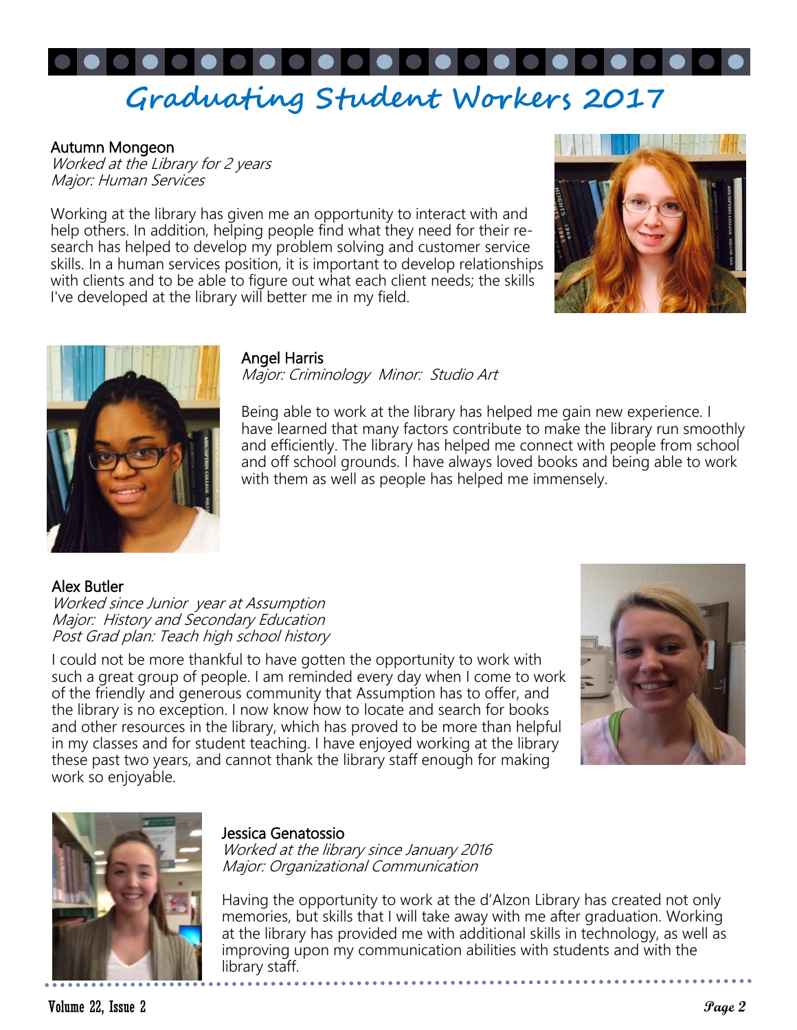# Graduating Student Workers 2017

**Autumn Mongeon**
*Worked at the Library for 2 years*
*Major: Human Services*

Working at the library has given me an opportunity to interact with and help others. In addition, helping people find what they need for their research has helped to develop my problem solving and customer service skills. In a human services position, it is important to develop relationships with clients and to be able to figure out what each client needs; the skills I've developed at the library will better me in my field.

**Angel Harris**
*Major: Criminology Minor: Studio Art*

Being able to work at the library has helped me gain new experience. I have learned that many factors contribute to make the library run smoothly and efficiently. The library has helped me connect with people from school and off school grounds. I have always loved books and being able to work with them as well as people has helped me immensely.

**Alex Butler**
*Worked since Junior year at Assumption*
*Major: History and Secondary Education*
*Post Grad plan: Teach high school history*

I could not be more thankful to have gotten the opportunity to work with such a great group of people. I am reminded every day when I come to work of the friendly and generous community that Assumption has to offer, and the library is no exception. I now know how to locate and search for books and other resources in the library, which has proved to be more than helpful in my classes and for student teaching. I have enjoyed working at the library these past two years, and cannot thank the library staff enough for making work so enjoyable.

**Jessica Genatossio**
*Worked at the library since January 2016*
*Major: Organizational Communication*

Having the opportunity to work at the d'Alzon Library has created not only memories, but skills that I will take away with me after graduation. Working at the library has provided me with additional skills in technology, as well as improving upon my communication abilities with students and with the library staff.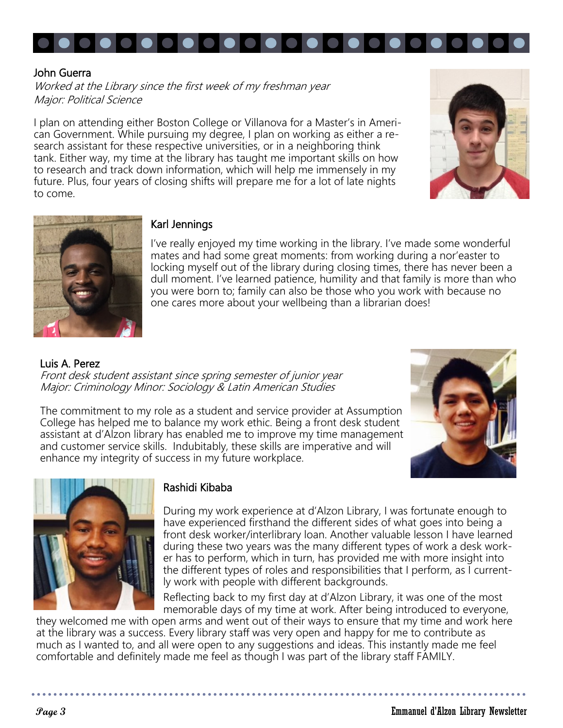### John Guerra

*Worked at the Library since the first week of my freshman year*
*Major: Political Science*

I plan on attending either Boston College or Villanova for a Master's in American Government. While pursuing my degree, I plan on working as either a research assistant for these respective universities, or in a neighboring think tank. Either way, my time at the library has taught me important skills on how to research and track down information, which will help me immensely in my future. Plus, four years of closing shifts will prepare me for a lot of late nights to come.

### Karl Jennings

I've really enjoyed my time working in the library. I've made some wonderful mates and had some great moments: from working during a nor'easter to locking myself out of the library during closing times, there has never been a dull moment. I've learned patience, humility and that family is more than who you were born to; family can also be those who you work with because no one cares more about your wellbeing than a librarian does!

### Luis A. Perez

*Front desk student assistant since spring semester of junior year*
*Major: Criminology Minor: Sociology & Latin American Studies*

The commitment to my role as a student and service provider at Assumption College has helped me to balance my work ethic. Being a front desk student assistant at d'Alzon library has enabled me to improve my time management and customer service skills. Indubitably, these skills are imperative and will enhance my integrity of success in my future workplace.

### Rashidi Kibaba

During my work experience at d'Alzon Library, I was fortunate enough to have experienced firsthand the different sides of what goes into being a front desk worker/interlibrary loan. Another valuable lesson I have learned during these two years was the many different types of work a desk worker has to perform, which in turn, has provided me with more insight into the different types of roles and responsibilities that I perform, as I currently work with people with different backgrounds.

Reflecting back to my first day at d'Alzon Library, it was one of the most memorable days of my time at work. After being introduced to everyone, they welcomed me with open arms and went out of their ways to ensure that my time and work here at the library was a success. Every library staff was very open and happy for me to contribute as much as I wanted to, and all were open to any suggestions and ideas. This instantly made me feel comfortable and definitely made me feel as though I was part of the library staff FAMILY.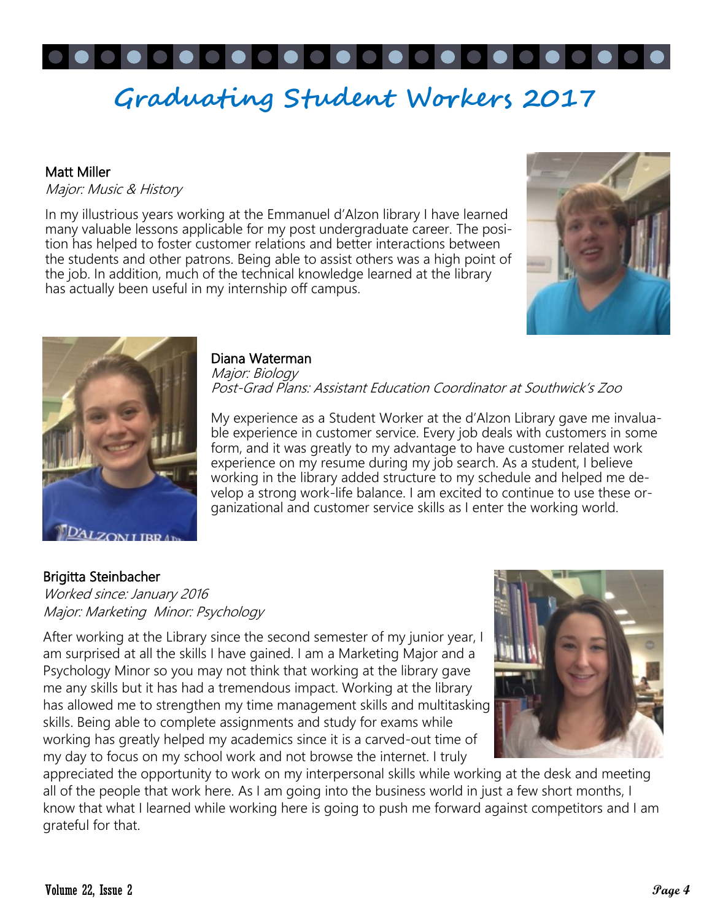# Graduating Student Workers 2017

**Matt Miller**

*Major: Music & History*

In my illustrious years working at the Emmanuel d'Alzon library I have learned many valuable lessons applicable for my post undergraduate career. The position has helped to foster customer relations and better interactions between the students and other patrons. Being able to assist others was a high point of the job. In addition, much of the technical knowledge learned at the library has actually been useful in my internship off campus.

**Diana Waterman**

*Major: Biology*

*Post-Grad Plans: Assistant Education Coordinator at Southwick's Zoo*

My experience as a Student Worker at the d'Alzon Library gave me invaluable experience in customer service. Every job deals with customers in some form, and it was greatly to my advantage to have customer related work experience on my resume during my job search. As a student, I believe working in the library added structure to my schedule and helped me develop a strong work-life balance. I am excited to continue to use these organizational and customer service skills as I enter the working world.

**Brigitta Steinbacher**

*Worked since: January 2016*

*Major: Marketing Minor: Psychology*

After working at the Library since the second semester of my junior year, I am surprised at all the skills I have gained. I am a Marketing Major and a Psychology Minor so you may not think that working at the library gave me any skills but it has had a tremendous impact. Working at the library has allowed me to strengthen my time management skills and multitasking skills. Being able to complete assignments and study for exams while working has greatly helped my academics since it is a carved-out time of my day to focus on my school work and not browse the internet. I truly appreciated the opportunity to work on my interpersonal skills while working at the desk and meeting all of the people that work here. As I am going into the business world in just a few short months, I know that what I learned while working here is going to push me forward against competitors and I am grateful for that.